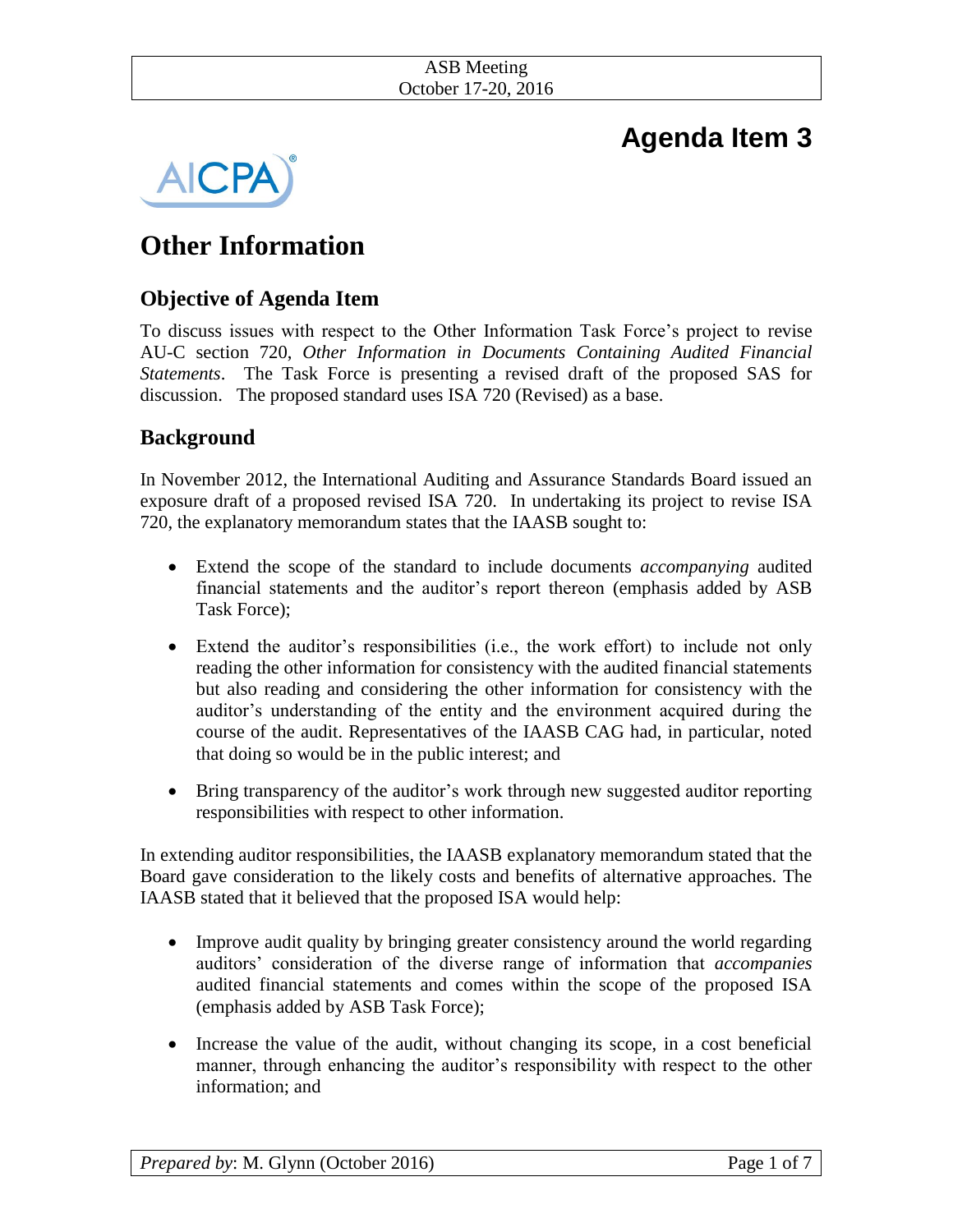# Agenda Item 3

# Other Information

## Objective of Agenda Item

To discuss issues with respect to the Other Information Task Force's project to revise AU-C section 720, *Other Information in Documents Containing Audited Financial Statements*. The Task Force is presenting a revised draft of the proposed SAS for discussion. The proposed standard uses ISA 720 (Revised) as a base.

## Background

In November 2012, the International Auditing and Assurance Standards Board issued an exposure draft of a proposed revised ISA 720. In undertaking its project to revise ISA 720, the explanatory memorandum states that the IAASB sought to:

- Extend the scope of the standard to include documents *accompanying* audited financial statements and the auditor's report thereon (emphasis added by ASB Task Force);
- Extend the auditor's responsibilities (i.e., the work effort) to include not only reading the other information for consistency with the audited financial statements but also reading and considering the other information for consistency with the auditor's understanding of the entity and the environment acquired during the course of the audit. Representatives of the IAASB CAG had, in particular, noted that doing so would be in the public interest; and
- Bring transparency of the auditor's work through new suggested auditor reporting responsibilities with respect to other information.

In extending auditor responsibilities, the IAASB explanatory memorandum stated that the Board gave consideration to the likely costs and benefits of alternative approaches. The IAASB stated that it believed that the proposed ISA would help:

- Improve audit quality by bringing greater consistency around the world regarding auditors' consideration of the diverse range of information that *accompanies* audited financial statements and comes within the scope of the proposed ISA (emphasis added by ASB Task Force);
- Increase the value of the audit, without changing its scope, in a cost beneficial manner, through enhancing the auditor's responsibility with respect to the other information; and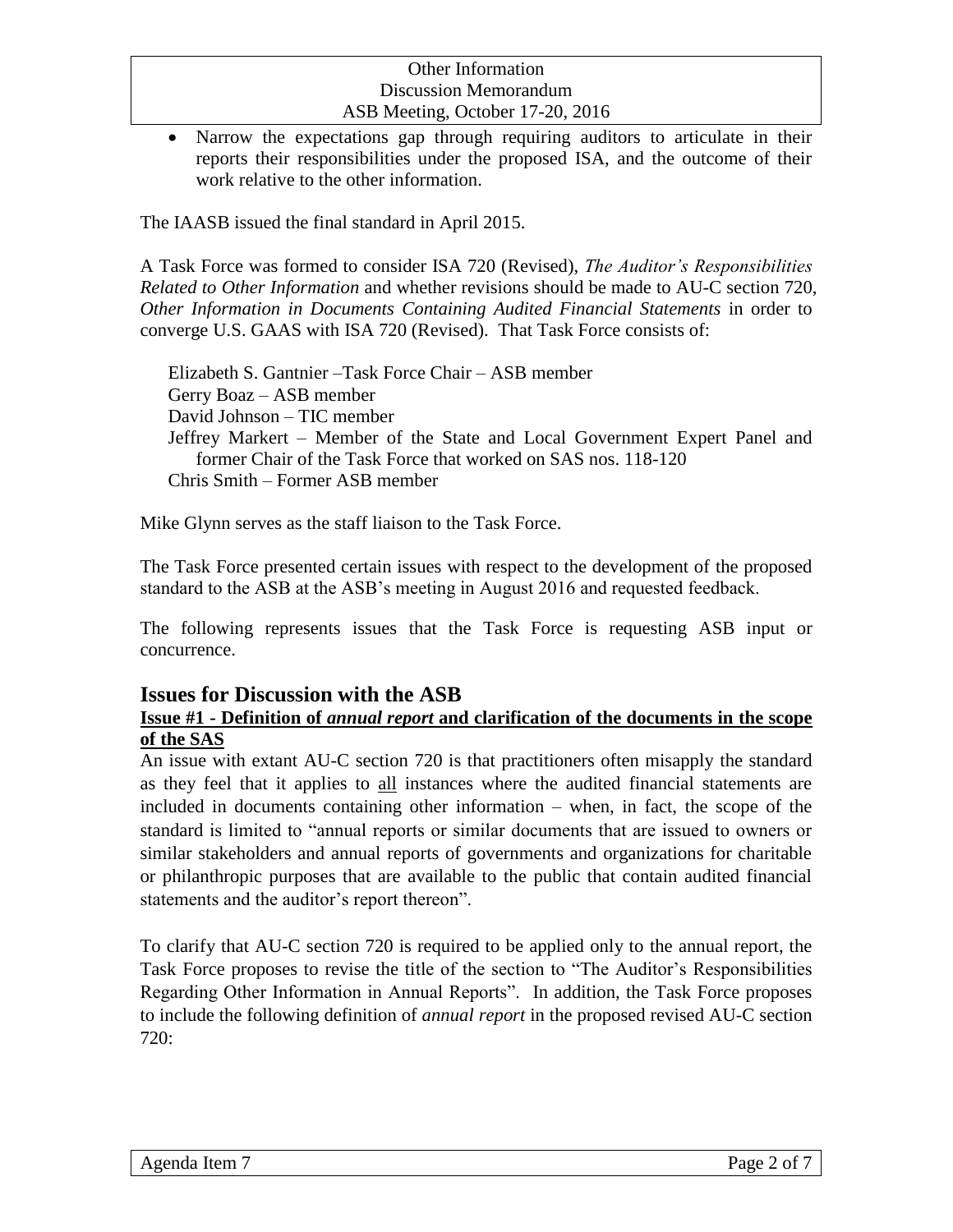- Narrow the expectations gap through requiring auditors to articulate in their reports their responsibilities under the proposed ISA, and the outcome of their work relative to the other information.

The IAASB issued the final standard in April 2015.

A Task Force was formed to consider ISA 720 (Revised), *The Auditor's Responsibilities Related to Other Information* and whether revisions should be made to AU-C section 720, *Other Information in Documents Containing Audited Financial Statements* in order to converge U.S. GAAS with ISA 720 (Revised). That Task Force consists of:

Elizabeth S. Gantnier –Task Force Chair – ASB member
Gerry Boaz – ASB member
David Johnson – TIC member
Jeffrey Markert – Member of the State and Local Government Expert Panel and former Chair of the Task Force that worked on SAS nos. 118-120
Chris Smith – Former ASB member

Mike Glynn serves as the staff liaison to the Task Force.

The Task Force presented certain issues with respect to the development of the proposed standard to the ASB at the ASB's meeting in August 2016 and requested feedback.

The following represents issues that the Task Force is requesting ASB input or concurrence.

## Issues for Discussion with the ASB

### Issue #1 - Definition of *annual report* and clarification of the documents in the scope of the SAS

An issue with extant AU-C section 720 is that practitioners often misapply the standard as they feel that it applies to all instances where the audited financial statements are included in documents containing other information – when, in fact, the scope of the standard is limited to "annual reports or similar documents that are issued to owners or similar stakeholders and annual reports of governments and organizations for charitable or philanthropic purposes that are available to the public that contain audited financial statements and the auditor's report thereon".

To clarify that AU-C section 720 is required to be applied only to the annual report, the Task Force proposes to revise the title of the section to "The Auditor's Responsibilities Regarding Other Information in Annual Reports". In addition, the Task Force proposes to include the following definition of *annual report* in the proposed revised AU-C section 720: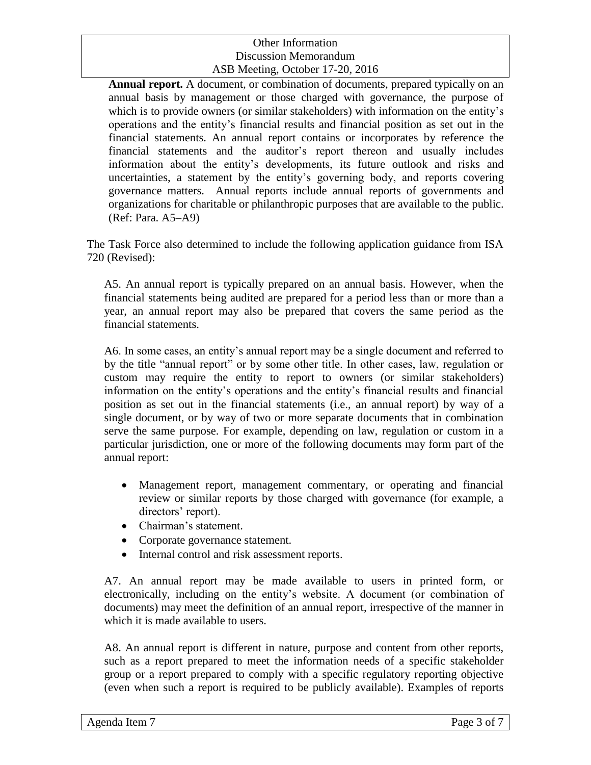**Annual report.** A document, or combination of documents, prepared typically on an annual basis by management or those charged with governance, the purpose of which is to provide owners (or similar stakeholders) with information on the entity's operations and the entity's financial results and financial position as set out in the financial statements. An annual report contains or incorporates by reference the financial statements and the auditor's report thereon and usually includes information about the entity's developments, its future outlook and risks and uncertainties, a statement by the entity's governing body, and reports covering governance matters. Annual reports include annual reports of governments and organizations for charitable or philanthropic purposes that are available to the public. (Ref: Para. A5–A9)

The Task Force also determined to include the following application guidance from ISA 720 (Revised):

A5. An annual report is typically prepared on an annual basis. However, when the financial statements being audited are prepared for a period less than or more than a year, an annual report may also be prepared that covers the same period as the financial statements.

A6. In some cases, an entity's annual report may be a single document and referred to by the title "annual report" or by some other title. In other cases, law, regulation or custom may require the entity to report to owners (or similar stakeholders) information on the entity's operations and the entity's financial results and financial position as set out in the financial statements (i.e., an annual report) by way of a single document, or by way of two or more separate documents that in combination serve the same purpose. For example, depending on law, regulation or custom in a particular jurisdiction, one or more of the following documents may form part of the annual report:

- Management report, management commentary, or operating and financial review or similar reports by those charged with governance (for example, a directors' report).
- Chairman's statement.
- Corporate governance statement.
- Internal control and risk assessment reports.

A7. An annual report may be made available to users in printed form, or electronically, including on the entity's website. A document (or combination of documents) may meet the definition of an annual report, irrespective of the manner in which it is made available to users.

A8. An annual report is different in nature, purpose and content from other reports, such as a report prepared to meet the information needs of a specific stakeholder group or a report prepared to comply with a specific regulatory reporting objective (even when such a report is required to be publicly available). Examples of reports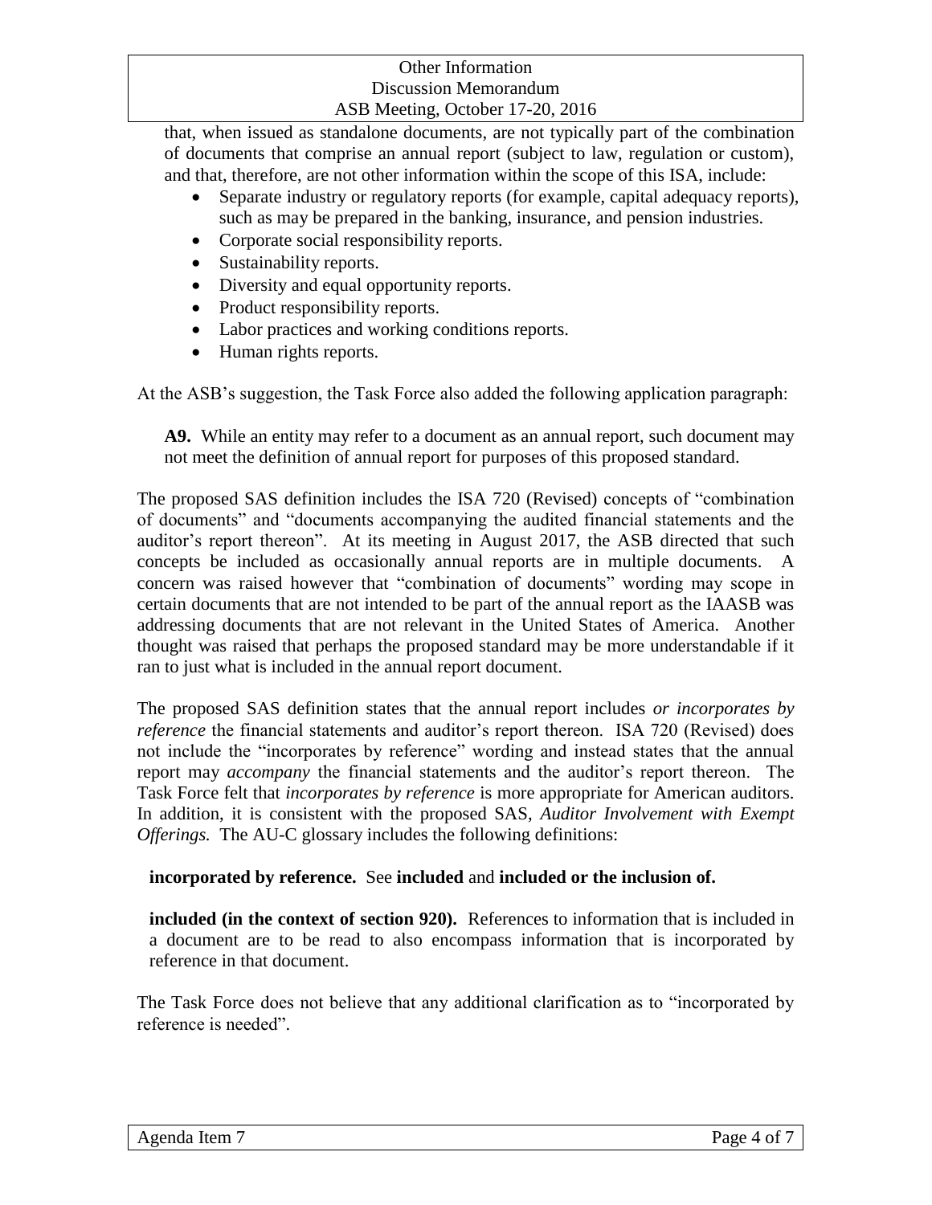that, when issued as standalone documents, are not typically part of the combination of documents that comprise an annual report (subject to law, regulation or custom), and that, therefore, are not other information within the scope of this ISA, include:

- Separate industry or regulatory reports (for example, capital adequacy reports), such as may be prepared in the banking, insurance, and pension industries.
- Corporate social responsibility reports.
- Sustainability reports.
- Diversity and equal opportunity reports.
- Product responsibility reports.
- Labor practices and working conditions reports.
- Human rights reports.

At the ASB's suggestion, the Task Force also added the following application paragraph:

> **A9.** While an entity may refer to a document as an annual report, such document may not meet the definition of annual report for purposes of this proposed standard.

The proposed SAS definition includes the ISA 720 (Revised) concepts of "combination of documents" and "documents accompanying the audited financial statements and the auditor's report thereon". At its meeting in August 2017, the ASB directed that such concepts be included as occasionally annual reports are in multiple documents. A concern was raised however that "combination of documents" wording may scope in certain documents that are not intended to be part of the annual report as the IAASB was addressing documents that are not relevant in the United States of America. Another thought was raised that perhaps the proposed standard may be more understandable if it ran to just what is included in the annual report document.

The proposed SAS definition states that the annual report includes *or incorporates by reference* the financial statements and auditor's report thereon. ISA 720 (Revised) does not include the "incorporates by reference" wording and instead states that the annual report may *accompany* the financial statements and the auditor's report thereon. The Task Force felt that *incorporates by reference* is more appropriate for American auditors. In addition, it is consistent with the proposed SAS, *Auditor Involvement with Exempt Offerings.* The AU-C glossary includes the following definitions:

> **incorporated by reference.** See **included** and **included or the inclusion of.**
>
> **included (in the context of section 920).** References to information that is included in a document are to be read to also encompass information that is incorporated by reference in that document.

The Task Force does not believe that any additional clarification as to "incorporated by reference is needed".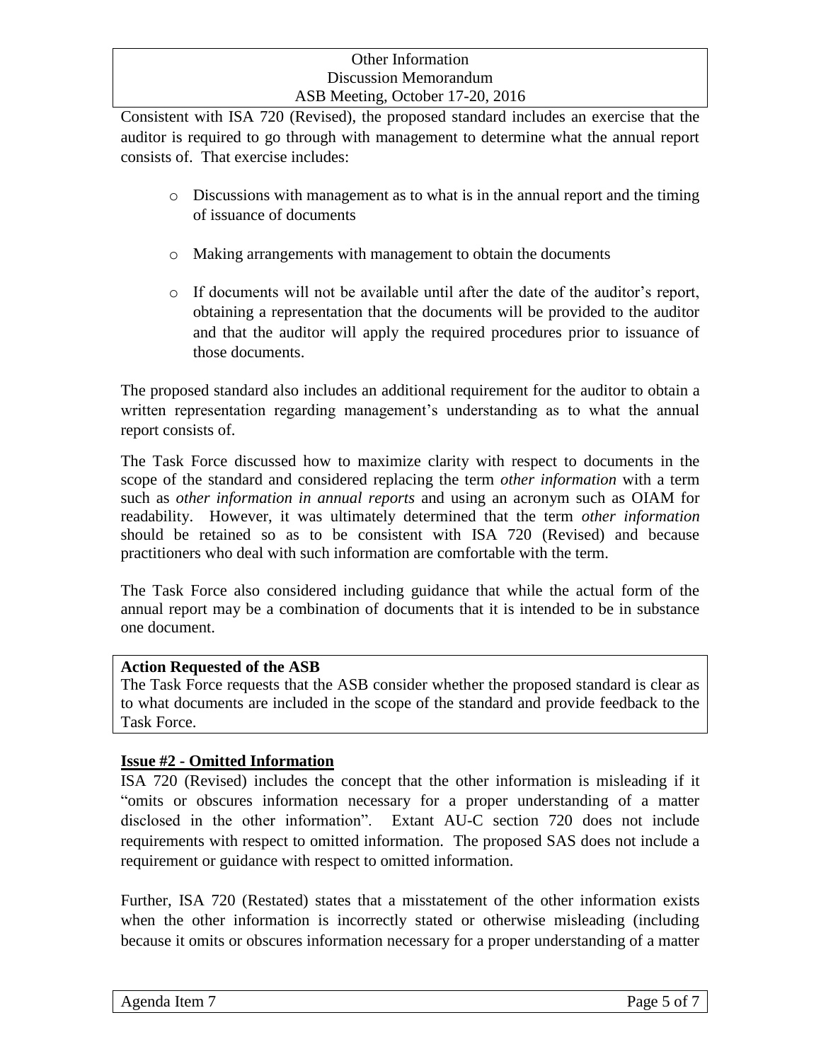Consistent with ISA 720 (Revised), the proposed standard includes an exercise that the auditor is required to go through with management to determine what the annual report consists of. That exercise includes:

- Discussions with management as to what is in the annual report and the timing of issuance of documents
- Making arrangements with management to obtain the documents
- If documents will not be available until after the date of the auditor's report, obtaining a representation that the documents will be provided to the auditor and that the auditor will apply the required procedures prior to issuance of those documents.

The proposed standard also includes an additional requirement for the auditor to obtain a written representation regarding management's understanding as to what the annual report consists of.

The Task Force discussed how to maximize clarity with respect to documents in the scope of the standard and considered replacing the term *other information* with a term such as *other information in annual reports* and using an acronym such as OIAM for readability. However, it was ultimately determined that the term *other information* should be retained so as to be consistent with ISA 720 (Revised) and because practitioners who deal with such information are comfortable with the term.

The Task Force also considered including guidance that while the actual form of the annual report may be a combination of documents that it is intended to be in substance one document.

**Action Requested of the ASB**

The Task Force requests that the ASB consider whether the proposed standard is clear as to what documents are included in the scope of the standard and provide feedback to the Task Force.

## Issue #2 - Omitted Information

ISA 720 (Revised) includes the concept that the other information is misleading if it "omits or obscures information necessary for a proper understanding of a matter disclosed in the other information". Extant AU-C section 720 does not include requirements with respect to omitted information. The proposed SAS does not include a requirement or guidance with respect to omitted information.

Further, ISA 720 (Restated) states that a misstatement of the other information exists when the other information is incorrectly stated or otherwise misleading (including because it omits or obscures information necessary for a proper understanding of a matter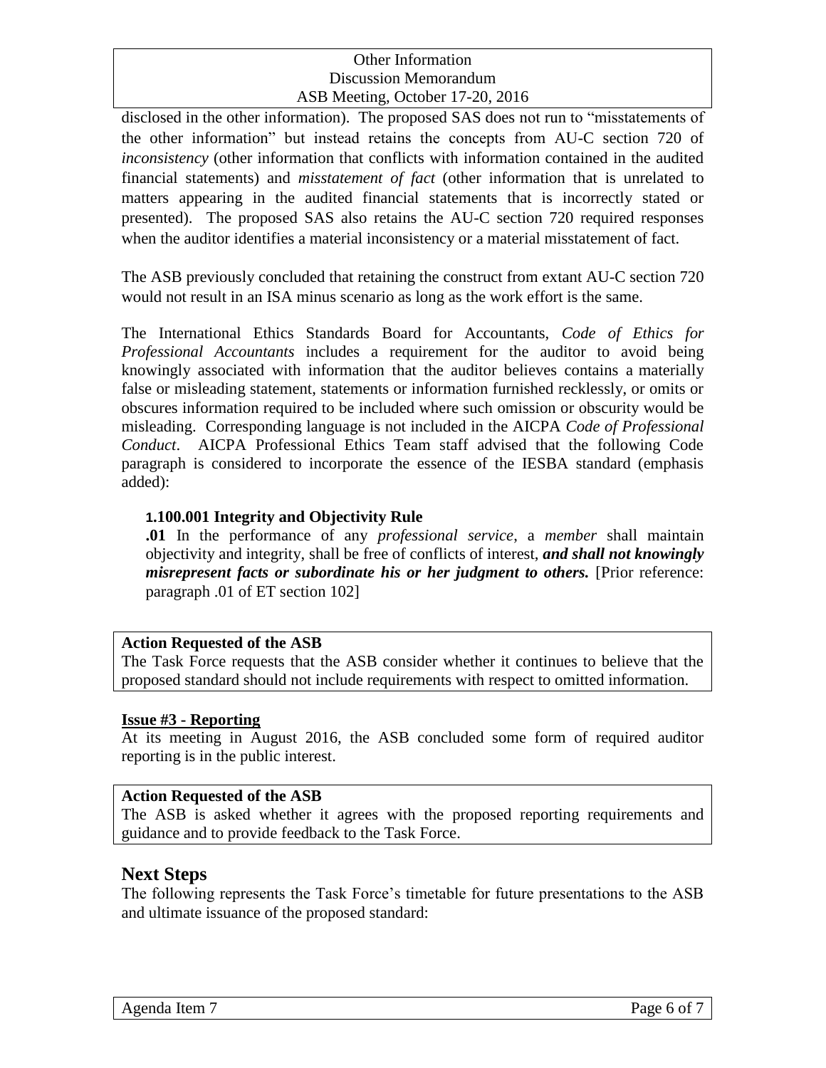disclosed in the other information). The proposed SAS does not run to "misstatements of the other information" but instead retains the concepts from AU-C section 720 of *inconsistency* (other information that conflicts with information contained in the audited financial statements) and *misstatement of fact* (other information that is unrelated to matters appearing in the audited financial statements that is incorrectly stated or presented). The proposed SAS also retains the AU-C section 720 required responses when the auditor identifies a material inconsistency or a material misstatement of fact.

The ASB previously concluded that retaining the construct from extant AU-C section 720 would not result in an ISA minus scenario as long as the work effort is the same.

The International Ethics Standards Board for Accountants, *Code of Ethics for Professional Accountants* includes a requirement for the auditor to avoid being knowingly associated with information that the auditor believes contains a materially false or misleading statement, statements or information furnished recklessly, or omits or obscures information required to be included where such omission or obscurity would be misleading. Corresponding language is not included in the AICPA *Code of Professional Conduct*. AICPA Professional Ethics Team staff advised that the following Code paragraph is considered to incorporate the essence of the IESBA standard (emphasis added):

> **1.100.001 Integrity and Objectivity Rule**
>
> **.01** In the performance of any *professional service*, a *member* shall maintain objectivity and integrity, shall be free of conflicts of interest, ***and shall not knowingly misrepresent facts or subordinate his or her judgment to others.*** [Prior reference: paragraph .01 of ET section 102]

**Action Requested of the ASB**

The Task Force requests that the ASB consider whether it continues to believe that the proposed standard should not include requirements with respect to omitted information.

**Issue #3 - Reporting**

At its meeting in August 2016, the ASB concluded some form of required auditor reporting is in the public interest.

**Action Requested of the ASB**

The ASB is asked whether it agrees with the proposed reporting requirements and guidance and to provide feedback to the Task Force.

## Next Steps

The following represents the Task Force's timetable for future presentations to the ASB and ultimate issuance of the proposed standard: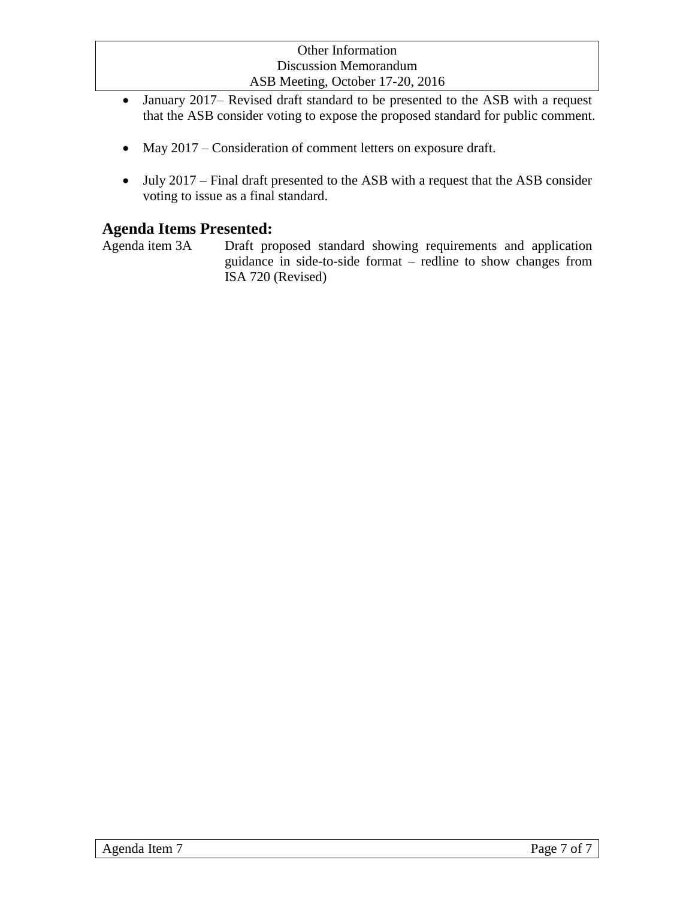- January 2017– Revised draft standard to be presented to the ASB with a request that the ASB consider voting to expose the proposed standard for public comment.

- May 2017 – Consideration of comment letters on exposure draft.

- July 2017 – Final draft presented to the ASB with a request that the ASB consider voting to issue as a final standard.

## Agenda Items Presented:

| | |
|---|---|
| Agenda item 3A | Draft proposed standard showing requirements and application guidance in side-to-side format – redline to show changes from ISA 720 (Revised) |